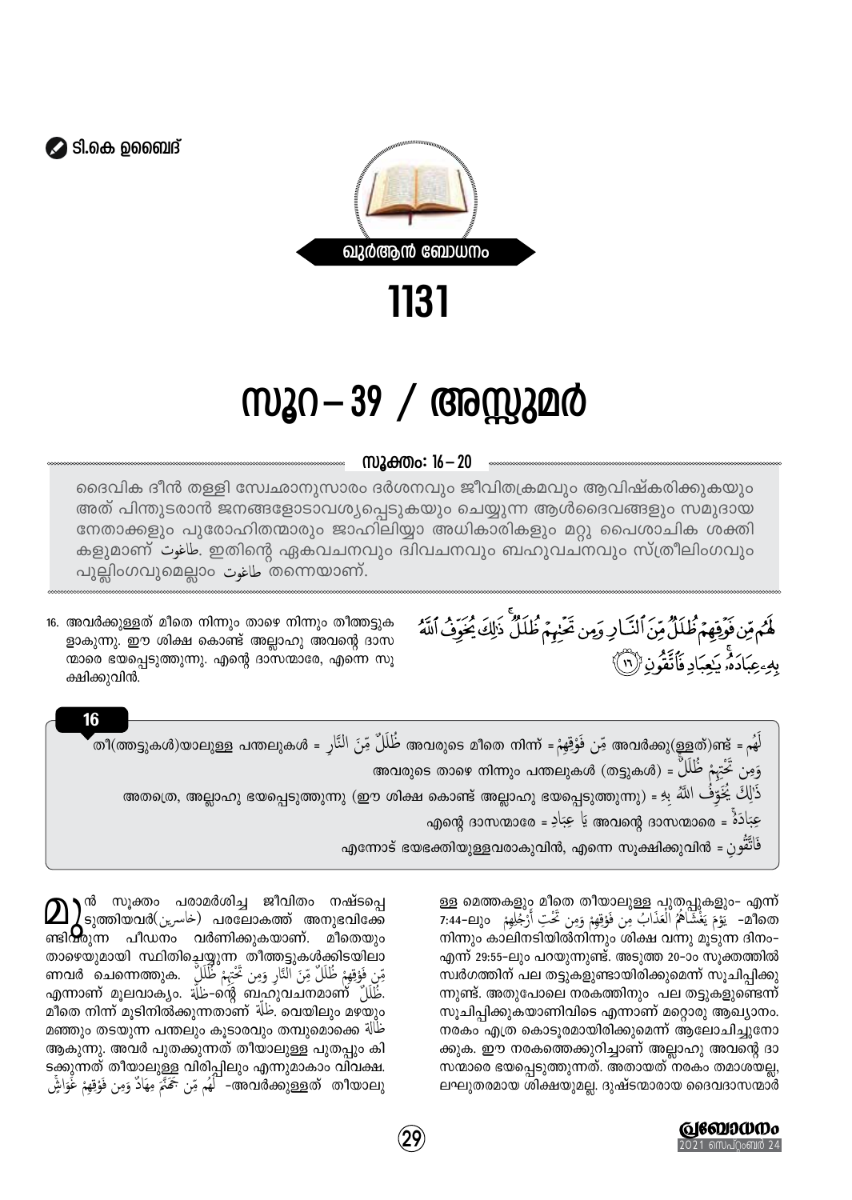✎ ടി.കെ ഉബൈദ്

ഖുര്‍ആന്‍ ബോധനം

# 1131

# സൂറ – 39 / അസ്സുമര്‍

## സൂക്തം: 16 – 20

ദൈവിക ദീന്‍ തള്ളി സ്വേഛാനുസാരം ദര്‍ശനവും ജീവിതക്രമവും ആവിഷ്കരിക്കുകയും അത് പിന്തുടരാന്‍ ജനങ്ങളോടാവശ്യപ്പെടുകയും ചെയ്യുന്ന ആള്‍ദൈവങ്ങളും സമുദായ നേതാക്കളും പുരോഹിതന്മാരും ജാഹിലിയ്യാ അധികാരികളും മറ്റു പൈശാചിക ശക്തികളുമാണ് طاغوت. ഇതിന്റെ ഏകവചനവും ദ്വിവചനവും ബഹുവചനവും സ്ത്രീലിംഗവും പുല്ലിംഗവുമെല്ലാം طاغوت തന്നെയാണ്.

لَهُم مِّن فَوْقِهِمْ ظُلَلٌ مِّنَ النَّارِ وَمِن تَحْتِهِمْ ظُلَلٌ ۚ ذَٰلِكَ يُخَوِّفُ اللَّهُ بِهِ عِبَادَهُ ۚ يَا عِبَادِ فَاتَّقُونِ ﴿١٦﴾

16. അവര്‍ക്കുള്ളത് മീതെ നിന്നും താഴെ നിന്നും തീത്തട്ടുകളാകുന്നു. ഈ ശിക്ഷ കൊണ്ട് അല്ലാഹു അവന്റെ ദാസന്മാരെ ഭയപ്പെടുത്തുന്നു. എന്റെ ദാസന്മാരേ, എന്നെ സൂക്ഷിക്കുവിന്‍.

**16**

لَهُم = അവര്‍ക്കു(ള്ളത്)ണ്ട് مِّن فَوْقِهِمْ = അവരുടെ മീതെ നിന്ന് ظُلَلٌ مِّنَ النَّارِ = തീ(ത്തട്ടുകള്‍)യാലുള്ള പന്തലുകള്‍

وَمِن تَحْتِهِمْ ظُلَلٌ = അവരുടെ താഴെ നിന്നും പന്തലുകള്‍ (തട്ടുകള്‍)

ذَٰلِكَ يُخَوِّفُ اللَّهُ بِهِ = അതത്രെ, അല്ലാഹു ഭയപ്പെടുത്തുന്നു (ഈ ശിക്ഷ കൊണ്ട് അല്ലാഹു ഭയപ്പെടുത്തുന്നു)

عِبَادَهُ = അവന്റെ ദാസന്മാരെ يَا عِبَادِ = എന്റെ ദാസന്മാരേ

فَاتَّقُونِ = എന്നോട് ഭയഭക്തിയുള്ളവരാകുവിന്‍, എന്നെ സൂക്ഷിക്കുവിന്‍

മുന്‍ സൂക്തം പരാമര്‍ശിച്ച ജീവിതം നഷ്ടപ്പെടുത്തിയവര്‍(خاسرين) പരലോകത്ത് അനുഭവിക്കേണ്ടിവരുന്ന പീഡനം വര്‍ണിക്കുകയാണ്. മീതെയും താഴെയുമായി സ്ഥിതിചെയ്യുന്ന തീത്തട്ടുകള്‍ക്കിടയിലാണവര്‍ ചെന്നെത്തുക. مِّن فَوْقِهِمْ ظُلَلٌ مِّنَ النَّارِ وَمِن تَحْتِهِمْ ظُلَلٌ എന്നാണ് മൂലവാക്യം. ظُلَلٌ-ظُلَّة-ന്റെ ബഹുവചനമാണ് ظُلَلٌ. മീതെ നിന്ന് മൂടിനില്‍ക്കുന്നതാണ് ظُلَّة. വെയിലും മഴയും മഞ്ഞും തടയുന്ന പന്തലും കൂടാരവും തമ്പുമൊക്കെ ظُلَّة ആകുന്നു. അവര്‍ പുതക്കുന്നത് തീയാലുള്ള പുതപ്പും കിടക്കുന്നത് തീയാലുള്ള വിരിപ്പിലും എന്നുമാകാം വിവക്ഷ. لَهُم مِّن جَهَنَّمَ مِهَادٌ وَمِن فَوْقِهِمْ غَوَاشٍ -അവര്‍ക്കുള്ളത് തീയാലുള്ള മെത്തകളും മീതെ തീയാലുള്ള പുതപ്പുകളും- എന്ന് 7:44-ലും يَوْمَ يَغْشَاهُمُ الْعَذَابُ مِن فَوْقِهِمْ وَمِن تَحْتِ أَرْجُلِهِمْ -മീതെ നിന്നും കാലിനടിയില്‍നിന്നും ശിക്ഷ വന്നു മൂടുന്ന ദിനം- എന്ന് 29:55-ലും പറയുന്നുണ്ട്. അടുത്ത 20-ാം സൂക്തത്തില്‍ സ്വര്‍ഗത്തിന് പല തട്ടുകളുണ്ടായിരിക്കുമെന്ന് സൂചിപ്പിക്കുന്നുണ്ട്. അതുപോലെ നരകത്തിനും പല തട്ടുകളുണ്ടെന്ന് സൂചിപ്പിക്കുകയാണിവിടെ എന്നാണ് മറ്റൊരു ആഖ്യാനം. നരകം എത്ര കൊടൂരമായിരിക്കുമെന്ന് ആലോചിച്ചുനോക്കുക. ഈ നരകത്തെക്കുറിച്ചാണ് അല്ലാഹു അവന്റെ ദാസന്മാരെ ഭയപ്പെടുത്തുന്നത്. അതായത് നരകം തമാശയല്ല, ലഘുതരമായ ശിക്ഷയുമല്ല. ദുഷ്ടന്മാരായ ദൈവദാസന്മാര്‍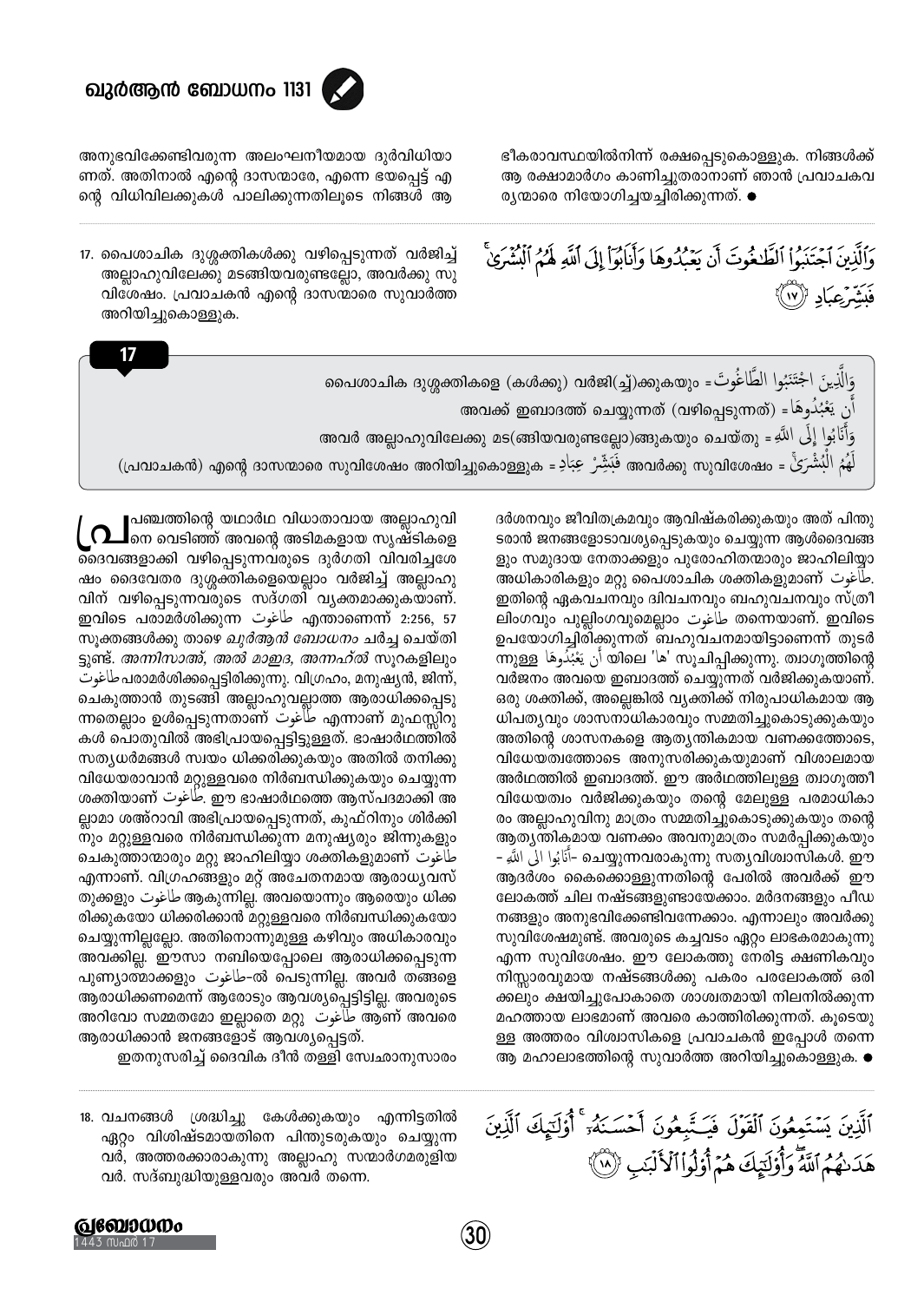അനുഭവിക്കേണ്ടിവരുന്ന അലംഘനീയമായ ദുർവിധിയാണത്. അതിനാൽ എന്റെ ദാസന്മാരേ, എന്നെ ഭയപ്പെട്ട് എന്റെ വിധിവിലക്കുകൾ പാലിക്കുന്നതിലൂടെ നിങ്ങൾ ആ ഭീകരാവസ്ഥയിൽനിന്ന് രക്ഷപ്പെടുകൊള്ളുക. നിങ്ങൾക്ക് ആ രക്ഷാമാർഗം കാണിച്ചുതരാനാണ് ഞാൻ പ്രവാചകവര്യന്മാരെ നിയോഗിച്ചയച്ചിരിക്കുന്നത്. ●

وَالَّذِينَ اجْتَنَبُوا الطَّاغُوتَ أَن يَعْبُدُوهَا وَأَنَابُوا إِلَى اللَّهِ لَهُمُ الْبُشْرَىٰ ۚ فَبَشِّرْ عِبَادِ ﴿١٧﴾

17. പൈശാചിക ദുശ്ശക്തികൾക്കു വഴിപ്പെടുന്നത് വർജിച്ച് അല്ലാഹുവിലേക്കു മടങ്ങിയവരുണ്ടല്ലോ, അവർക്കു സുവിശേഷം. പ്രവാചകൻ എന്റെ ദാസന്മാരെ സുവാർത്ത അറിയിച്ചുകൊള്ളുക.

**17**

وَالَّذِينَ اجْتَنَبُوا الطَّاغُوتَ = പൈശാചിക ദുശ്ശക്തികളെ (കൾക്കു) വർജി(ച്ച്)ക്കുകയും

أَن يَعْبُدُوهَا = അവക്ക് ഇബാദത്ത് ചെയ്യുന്നത് (വഴിപ്പെടുന്നത്)

وَأَنَابُوا إِلَى اللَّهِ = അവർ അല്ലാഹുവിലേക്കു മട(ങ്ങിയവരുണ്ടല്ലോ)ങ്ങുകയും ചെയ്തു

لَهُمُ الْبُشْرَىٰ = അവർക്കു സുവിശേഷം فَبَشِّرْ عِبَادِ = (പ്രവാചകൻ) എന്റെ ദാസന്മാരെ സുവിശേഷം അറിയിച്ചുകൊള്ളുക

പ്രപഞ്ചത്തിന്റെ യഥാർഥ വിധാതാവായ അല്ലാഹുവിനെ വെടിഞ്ഞ് അവന്റെ അടിമകളായ സൃഷ്ടികളെ ദൈവങ്ങളാക്കി വഴിപ്പെടുന്നവരുടെ ദുർഗതി വിവരിച്ചശേഷം ദൈവേതര ദുശ്ശക്തികളെയെല്ലാം വർജിച്ച് അല്ലാഹുവിന് വഴിപ്പെടുന്നവരുടെ സദ്ഗതി വ്യക്തമാക്കുകയാണ്. ഇവിടെ പരാമർശിക്കുന്ന طاغوت എന്താണെന്ന് 2:256, 57 സൂക്തങ്ങൾക്കു താഴെ *ഖുർആൻ ബോധനം* ചർച്ച ചെയ്തിട്ടുണ്ട്. *അന്നിസാഅ്, അൽ മാഇദ, അന്നഹ്ൽ* സൂറകളിലും طاغوت പരാമർശിക്കപ്പെട്ടിരിക്കുന്നു. വിഗ്രഹം, മനുഷ്യൻ, ജിന്ന്, ചെകുത്താൻ തുടങ്ങി അല്ലാഹുവല്ലാത്ത ആരാധിക്കപ്പെടുന്നതെല്ലാം ഉൾപ്പെടുന്നതാണ് طاغوت എന്നാണ് മുഫസ്സിറുകൾ പൊതുവിൽ അഭിപ്രായപ്പെട്ടിട്ടുള്ളത്. ഭാഷാർഥത്തിൽ സത്യധർമങ്ങൾ സ്വയം ധിക്കരിക്കുകയും അതിൽ തനിക്കു വിധേയരാവാൻ മറ്റുള്ളവരെ നിർബന്ധിക്കുകയും ചെയ്യുന്ന ശക്തിയാണ് طاغوت. ഈ ഭാഷാർഥത്തെ ആസ്പദമാക്കി അല്ലാമാ ശഅ്റാവി അഭിപ്രായപ്പെടുന്നത്, കുഫ്റിനും ശിർക്കിനും മറ്റുള്ളവരെ നിർബന്ധിക്കുന്ന മനുഷ്യരും ജിന്നുകളും ചെകുത്താന്മാരും മറ്റു ജാഹിലിയ്യാ ശക്തികളുമാണ് طاغوت എന്നാണ്. വിഗ്രഹങ്ങളും മറ്റ് അചേതനമായ ആരാധ്യവസ്തുക്കളും طاغوت ആകുന്നില്ല. അവയൊന്നും ആരെയും ധിക്കരിക്കുകയോ ധിക്കരിക്കാൻ മറ്റുള്ളവരെ നിർബന്ധിക്കുകയോ ചെയ്യുന്നില്ലല്ലോ. അതിനൊന്നുമുള്ള കഴിവും അധികാരവും അവക്കില്ല. ഈസാ നബിയെപ്പോലെ ആരാധിക്കപ്പെടുന്ന പുണ്യാത്മാക്കളും طاغوت-ൽ പെടുന്നില്ല. അവർ തങ്ങളെ ആരാധിക്കണമെന്ന് ആരോടും ആവശ്യപ്പെട്ടിട്ടില്ല. അവരുടെ അറിവോ സമ്മതമോ ഇല്ലാതെ മറ്റു طاغوت ആണ് അവരെ ആരാധിക്കാൻ ജനങ്ങളോട് ആവശ്യപ്പെട്ടത്.

ഇതനുസരിച്ച് ദൈവിക ദീൻ തള്ളി സ്വേഛാനുസാരം ദർശനവും ജീവിതക്രമവും ആവിഷ്കരിക്കുകയും അത് പിന്തുടരാൻ ജനങ്ങളോടാവശ്യപ്പെടുകയും ചെയ്യുന്ന ആൾദൈവങ്ങളും സമുദായ നേതാക്കളും പുരോഹിതന്മാരും ജാഹിലിയ്യാ അധികാരികളും മറ്റു പൈശാചിക ശക്തികളുമാണ് طاغوت. ഇതിന്റെ ഏകവചനവും ദ്വിവചനവും ബഹുവചനവും സ്ത്രീലിംഗവും പുല്ലിംഗവുമെല്ലാം طاغوت തന്നെയാണ്. ഇവിടെ ഉപയോഗിച്ചിരിക്കുന്നത് ബഹുവചനമായിട്ടാണെന്ന് തുടർന്നുള്ള أَن يَعْبُدُوهَا യിലെ 'ها' സൂചിപ്പിക്കുന്നു. ത്വാഗൂത്തിന്റെ വർജനം അവയെ ഇബാദത്ത് ചെയ്യുന്നത് വർജിക്കുകയാണ്. ഒരു ശക്തിക്ക്, അല്ലെങ്കിൽ വ്യക്തിക്ക് നിരുപാധികമായ ആധിപത്യവും ശാസനാധികാരവും സമ്മതിച്ചുകൊടുക്കുകയും അതിന്റെ ശാസനകളെ ആത്യന്തികമായ വണക്കത്തോടെ, വിധേയത്വത്തോടെ അനുസരിക്കുകയുമാണ് വിശാലമായ അർഥത്തിൽ ഇബാദത്ത്. ഈ അർഥത്തിലുള്ള ത്വാഗൂത്തീ വിധേയത്വം വർജിക്കുകയും തന്റെ മേലുള്ള പരമാധികാരം അല്ലാഹുവിനു മാത്രം സമ്മതിച്ചുകൊടുക്കുകയും തന്റെ ആത്യന്തികമായ വണക്കം അവനുമാത്രം സമർപ്പിക്കുകയും -أَنَابُوا إِلَى اللَّهِ- ചെയ്യുന്നവരാകുന്നു സത്യവിശ്വാസികൾ. ഈ ആദർശം കൈക്കൊള്ളുന്നതിന്റെ പേരിൽ അവർക്ക് ഈ ലോകത്ത് ചില നഷ്ടങ്ങളുണ്ടായേക്കാം. മർദനങ്ങളും പീഡനങ്ങളും അനുഭവിക്കേണ്ടിവന്നേക്കാം. എന്നാലും അവർക്കു സുവിശേഷമുണ്ട്. അവരുടെ കച്ചവടം ഏറ്റം ലാഭകരമാകുന്നു എന്ന സുവിശേഷം. ഈ ലോകത്തു നേരിട്ട ക്ഷണികവും നിസ്സാരവുമായ നഷ്ടങ്ങൾക്കു പകരം പരലോകത്ത് ഒരിക്കലും ക്ഷയിച്ചുപോകാതെ ശാശ്വതമായി നിലനിൽക്കുന്ന മഹത്തായ ലാഭമാണ് അവരെ കാത്തിരിക്കുന്നത്. കൂടെയുള്ള അത്തരം വിശ്വാസികളെ പ്രവാചകൻ ഇപ്പോൾ തന്നെ ആ മഹാലാഭത്തിന്റെ സുവാർത്ത അറിയിച്ചുകൊള്ളുക. ●

الَّذِينَ يَسْتَمِعُونَ الْقَوْلَ فَيَتَّبِعُونَ أَحْسَنَهُ ۚ أُولَٰئِكَ الَّذِينَ هَدَاهُمُ اللَّهُ ۖ وَأُولَٰئِكَ هُمْ أُولُو الْأَلْبَابِ ﴿١٨﴾

18. വചനങ്ങൾ ശ്രദ്ധിച്ചു കേൾക്കുകയും എന്നിട്ടതിൽ ഏറ്റം വിശിഷ്ടമായതിനെ പിന്തുടരുകയും ചെയ്യുന്നവർ, അത്തരക്കാരാകുന്നു അല്ലാഹു സന്മാർഗമരുളിയവർ. സദ്ബുദ്ധിയുള്ളവരും അവർ തന്നെ.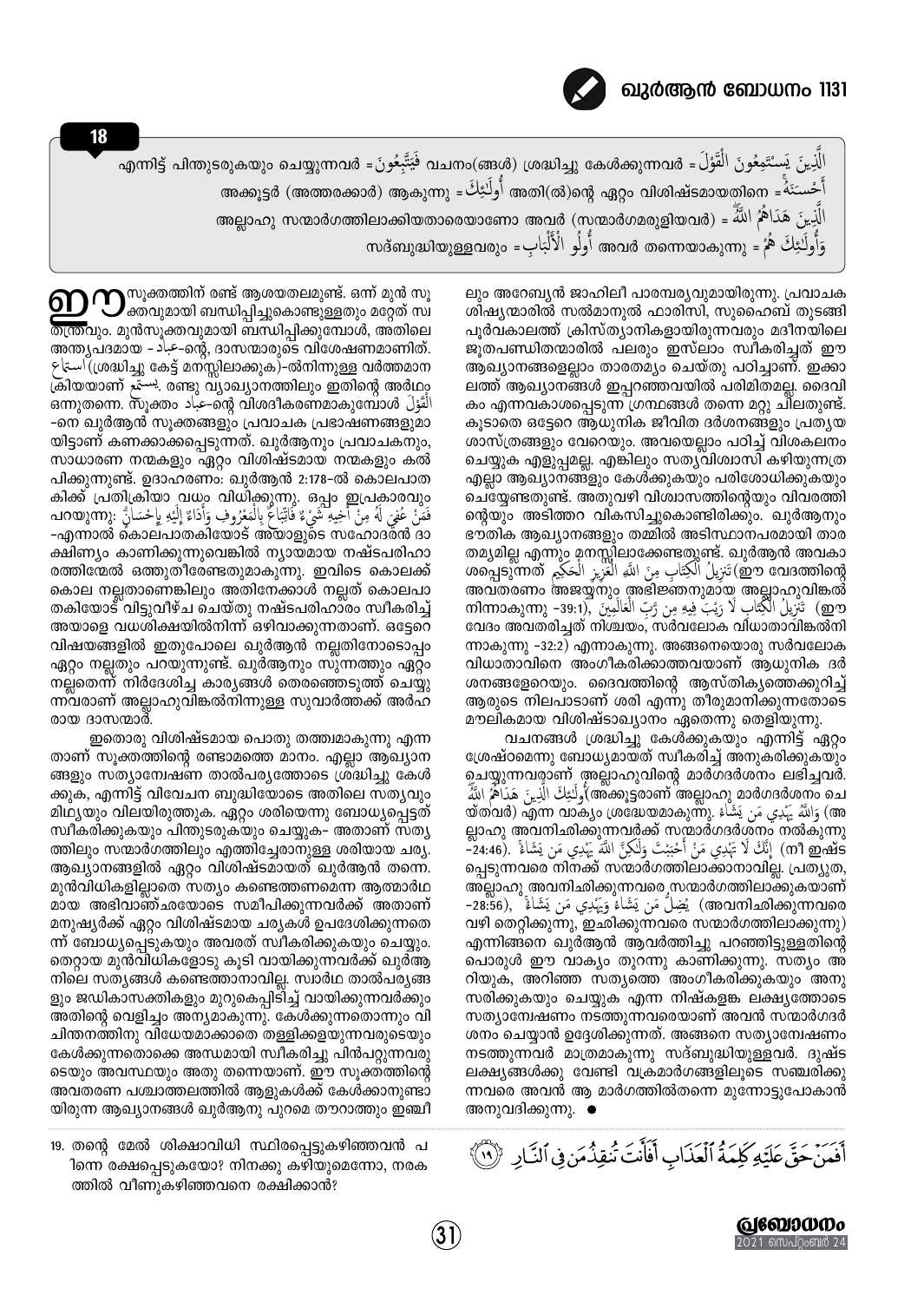**18**

الَّذِينَ يَسْتَمِعُونَ الْقَوْلَ = വചനം(ങ്ങൾ) ശ്രദ്ധിച്ചു കേൾക്കുന്നവർ فَيَتَّبِعُونَ = എന്നിട്ട് പിന്തുടരുകയും ചെയ്യുന്നവർ

أَحْسَنَهُ = അതി(ൽ)ന്റെ ഏറ്റം വിശിഷ്ടമായതിനെ أُولَٰئِكَ = അക്കൂട്ടർ (അത്തരക്കാർ) ആകുന്നു

الَّذِينَ هَدَاهُمُ اللَّهُ = അല്ലാഹു സന്മാർഗത്തിലാക്കിയതാരെയാണോ അവർ (സന്മാർഗമരുളിയവർ)

وَأُولَٰئِكَ هُمْ = അവർ തന്നെയാകുന്നു أُولُو الْأَلْبَابِ = സദ്ബുദ്ധിയുള്ളവരും

ഈ സൂക്തത്തിന് രണ്ട് ആശയതലമുണ്ട്. ഒന്ന് മുൻ സൂക്തവുമായി ബന്ധിപ്പിച്ചുകൊണ്ടുള്ളതും മറ്റേത് സ്വതന്ത്രവും. മുൻസൂക്തവുമായി ബന്ധിപ്പിക്കുമ്പോൾ, അതിലെ അത്യപദമായ - عباد-ന്റെ, ദാസന്മാരുടെ വിശേഷണമാണിത്. اِستِمَاع(ശ്രദ്ധിച്ചു കേട്ട് മനസ്സിലാക്കുക)-ൽനിന്നുള്ള വർത്തമാന ക്രിയയാണ് يستمع. രണ്ടു വ്യാഖ്യാനത്തിലും ഇതിന്റെ അർഥം ഒന്നുതന്നെ. സൂക്തം عباد-ന്റെ വിശദീകരണമാകുമ്പോൾ الْقَوْلَ -നെ ഖുർആൻ സൂക്തങ്ങളും പ്രവാചക പ്രഭാഷണങ്ങളുമായിട്ടാണ് കണക്കാക്കപ്പെടുന്നത്. ഖുർആനും പ്രവാചകനും, സാധാരണ നന്മകളും ഏറ്റം വിശിഷ്ടമായ നന്മകളും കൽപിക്കുന്നുണ്ട്. ഉദാഹരണം: ഖുർആൻ 2:178-ൽ കൊലപാതകിക്ക് പ്രതിക്രിയാ വധം വിധിക്കുന്നു. ഒപ്പം ഇപ്രകാരവും പറയുന്നു: فَمَنْ عُفِيَ لَهُ مِنْ أَخِيهِ شَيْءٌ فَاتِّبَاعٌ بِالْمَعْرُوفِ وَأَدَاءٌ إِلَيْهِ بِإِحْسَانٍ -എന്നാൽ കൊലപാതകിയോട് അയാളുടെ സഹോദരൻ ദാക്ഷിണ്യം കാണിക്കുന്നുവെങ്കിൽ ന്യായമായ നഷ്ടപരിഹാരത്തിന്മേൽ ഒത്തുതീരേണ്ടതുമാകുന്നു. ഇവിടെ കൊലക്ക് കൊല നല്ലതാണെങ്കിലും അതിനേക്കാൾ നല്ലത് കൊലപാതകിയോട് വിട്ടുവീഴ്ച ചെയ്തു നഷ്ടപരിഹാരം സ്വീകരിച്ച് അയാളെ വധശിക്ഷയിൽനിന്ന് ഒഴിവാക്കുന്നതാണ്. ഒട്ടേറെ വിഷയങ്ങളിൽ ഇതുപോലെ ഖുർആൻ നല്ലതിനോടൊപ്പം ഏറ്റം നല്ലതും പറയുന്നുണ്ട്. ഖുർആനും സുന്നത്തും ഏറ്റം നല്ലതെന്ന് നിർദേശിച്ച കാര്യങ്ങൾ തെരഞ്ഞെടുത്ത് ചെയ്യുന്നവരാണ് അല്ലാഹുവിങ്കൽനിന്നുള്ള സുവാർത്തക്ക് അർഹരായ ദാസന്മാർ.

ഇതൊരു വിശിഷ്ടമായ പൊതു തത്ത്വമാകുന്നു എന്നതാണ് സൂക്തത്തിന്റെ രണ്ടാമത്തെ മാനം. എല്ലാ ആഖ്യാനങ്ങളും സത്യാന്വേഷണ താൽപര്യത്തോടെ ശ്രദ്ധിച്ചു കേൾക്കുക, എന്നിട്ട് വിവേചന ബുദ്ധിയോടെ അതിലെ സത്യവും മിഥ്യയും വിലയിരുത്തുക. ഏറ്റം ശരിയെന്നു ബോധ്യപ്പെട്ടത് സ്വീകരിക്കുകയും പിന്തുടരുകയും ചെയ്യുക- അതാണ് സത്യത്തിലും സന്മാർഗത്തിലും എത്തിച്ചേരാനുള്ള ശരിയായ ചര്യ. ആഖ്യാനങ്ങളിൽ ഏറ്റം വിശിഷ്ടമായത് ഖുർആൻ തന്നെ. മുൻവിധികളില്ലാതെ സത്യം കണ്ടെത്തണമെന്ന ആത്മാർഥമായ അഭിവാഞ്ഛയോടെ സമീപിക്കുന്നവർക്ക് അതാണ് മനുഷ്യർക്ക് ഏറ്റം വിശിഷ്ടമായ ചര്യകൾ ഉപദേശിക്കുന്നതെന്ന് ബോധ്യപ്പെടുകയും അവരത് സ്വീകരിക്കുകയും ചെയ്യും. തെറ്റായ മുൻവിധികളോടു കൂടി വായിക്കുന്നവർക്ക് ഖുർആനിലെ സത്യങ്ങൾ കണ്ടെത്താനാവില്ല. സ്വാർഥ താൽപര്യങ്ങളും ജഡികാസക്തികളും മുറുകെപ്പിടിച്ച് വായിക്കുന്നവർക്കും അതിന്റെ വെളിച്ചം അന്യമാകുന്നു. കേൾക്കുന്നതൊന്നും വിചിന്തനത്തിനു വിധേയമാക്കാതെ തള്ളിക്കളയുന്നവരുടെയും കേൾക്കുന്നതൊക്കെ അന്ധമായി സ്വീകരിച്ചു പിൻപറ്റുന്നവരുടെയും അവസ്ഥയും അതു തന്നെയാണ്. ഈ സൂക്തത്തിന്റെ അവതരണ പശ്ചാത്തലത്തിൽ ആളുകൾക്ക് കേൾക്കാനുണ്ടായിരുന്ന ആഖ്യാനങ്ങൾ ഖുർആനു പുറമെ തൗറാത്തും ഇഞ്ചീലും അറേബ്യൻ ജാഹിലീ പാരമ്പര്യവുമായിരുന്നു. പ്രവാചക ശിഷ്യന്മാരിൽ സൽമാനുൽ ഫാരിസി, സുഹൈബ് തുടങ്ങി പൂർവകാലത്ത് ക്രിസ്ത്യാനികളായിരുന്നവരും മദീനയിലെ ജൂതപണ്ഡിതന്മാരിൽ പലരും ഇസ്‌ലാം സ്വീകരിച്ചത് ഈ ആഖ്യാനങ്ങളെല്ലാം താരതമ്യം ചെയ്തു പഠിച്ചാണ്. ഇക്കാലത്ത് ആഖ്യാനങ്ങൾ ഇപ്പറഞ്ഞവയിൽ പരിമിതമല്ല. ദൈവികം എന്നവകാശപ്പെടുന്ന ഗ്രന്ഥങ്ങൾ തന്നെ മറ്റു ചിലതുണ്ട്. കൂടാതെ ഒട്ടേറെ ആധുനിക ജീവിത ദർശനങ്ങളും പ്രത്യയ ശാസ്ത്രങ്ങളും വേറെയും. അവയെല്ലാം പഠിച്ച് വിശകലനം ചെയ്യുക എളുപ്പമല്ല. എങ്കിലും സത്യവിശ്വാസി കഴിയുന്നത്ര എല്ലാ ആഖ്യാനങ്ങളും കേൾക്കുകയും പരിശോധിക്കുകയും ചെയ്യേണ്ടതുണ്ട്. അതുവഴി വിശ്വാസത്തിന്റെയും വിവരത്തിന്റെയും അടിത്തറ വികസിച്ചുകൊണ്ടിരിക്കും. ഖുർആനും ഭൗതിക ആഖ്യാനങ്ങളും തമ്മിൽ അടിസ്ഥാനപരമായി താരതമ്യമില്ല എന്നും മനസ്സിലാക്കേണ്ടതുണ്ട്. ഖുർആൻ അവകാശപ്പെടുന്നത് تَنزِيلُ الْكِتَابِ مِنَ اللَّهِ الْعَزِيزِ الْحَكِيمِ(ഈ വേദത്തിന്റെ അവതരണം അജയ്യനും അഭിജ്ഞനുമായ അല്ലാഹുവിങ്കൽ നിന്നാകുന്നു -39:1), تَنزِيلُ الْكِتَابِ لَا رَيْبَ فِيهِ مِن رَّبِّ الْعَالَمِينَ (ഈ വേദം അവതരിച്ചത് നിശ്ചയം, സർവലോക വിധാതാവിങ്കൽനിന്നാകുന്നു -32:2) എന്നാകുന്നു. അങ്ങനെയൊരു സർവലോക വിധാതാവിനെ അംഗീകരിക്കാത്തവയാണ് ആധുനിക ദർശനങ്ങളേറെയും. ദൈവത്തിന്റെ ആസ്തിക്യത്തെക്കുറിച്ച് ആരുടെ നിലപാടാണ് ശരി എന്നു തീരുമാനിക്കുന്നതോടെ മൗലികമായ വിശിഷ്ടാഖ്യാനം ഏതെന്നു തെളിയുന്നു.

വചനങ്ങൾ ശ്രദ്ധിച്ചു കേൾക്കുകയും എന്നിട്ട് ഏറ്റം ശ്രേഷ്ഠമെന്നു ബോധ്യമായത് സ്വീകരിച്ച് അനുകരിക്കുകയും ചെയ്യുന്നവരാണ് അല്ലാഹുവിന്റെ മാർഗദർശനം ലഭിച്ചവർ. أُولَٰئِكَ الَّذِينَ هَدَاهُمُ اللَّهُ(അക്കൂട്ടരാണ് അല്ലാഹു മാർഗദർശനം ചെയ്തവർ) എന്ന വാക്യം ശ്രദ്ധേയമാകുന്നു. وَاللَّهُ يَهْدِي مَن يَشَاءُ (അല്ലാഹു അവനിച്ഛിക്കുന്നവർക്ക് സന്മാർഗദർശനം നൽകുന്നു -24:46), إِنَّكَ لَا تَهْدِي مَنْ أَحْبَبْتَ وَلَٰكِنَّ اللَّهَ يَهْدِي مَن يَشَاءُ (നീ ഇഷ്ടപ്പെടുന്നവരെ നിനക്ക് സന്മാർഗത്തിലാക്കാനാവില്ല. പ്രത്യുത, അല്ലാഹു അവനിച്ഛിക്കുന്നവരെ സന്മാർഗത്തിലാക്കുകയാണ് -28:56), يُضِلُّ مَن يَشَاءُ وَيَهْدِي مَن يَشَاءُ (അവനിച്ഛിക്കുന്നവരെ വഴി തെറ്റിക്കുന്നു, ഇച്ഛിക്കുന്നവരെ സന്മാർഗത്തിലാക്കുന്നു) എന്നിങ്ങനെ ഖുർആൻ ആവർത്തിച്ചു പറഞ്ഞിട്ടുള്ളതിന്റെ പൊരുൾ ഈ വാക്യം തുറന്നു കാണിക്കുന്നു. സത്യം അറിയുക, അറിഞ്ഞ സത്യത്തെ അംഗീകരിക്കുകയും അനുസരിക്കുകയും ചെയ്യുക എന്ന നിഷ്കളങ്ക ലക്ഷ്യത്തോടെ സത്യാന്വേഷണം നടത്തുന്നവരെയാണ് അവൻ സന്മാർഗദർശനം ചെയ്യാൻ ഉദ്ദേശിക്കുന്നത്. അങ്ങനെ സത്യാന്വേഷണം നടത്തുന്നവർ മാത്രമാകുന്നു സദ്ബുദ്ധിയുള്ളവർ. ദുഷ്ട ലക്ഷ്യങ്ങൾക്കു വേണ്ടി വക്രമാർഗങ്ങളിലൂടെ സഞ്ചരിക്കുന്നവരെ അവൻ ആ മാർഗത്തിൽതന്നെ മുന്നോട്ടുപോകാൻ അനുവദിക്കുന്നു. ●

19. തന്റെ മേൽ ശിക്ഷാവിധി സ്ഥിരപ്പെട്ടുകഴിഞ്ഞവൻ പിന്നെ രക്ഷപ്പെടുകയോ? നിനക്കു കഴിയുമെന്നോ, നരകത്തിൽ വീണുകഴിഞ്ഞവനെ രക്ഷിക്കാൻ?

أَفَمَنْ حَقَّ عَلَيْهِ كَلِمَةُ ٱلْعَذَابِ أَفَأَنتَ تُنقِذُ مَن فِى ٱلنَّارِ ﴿١٩﴾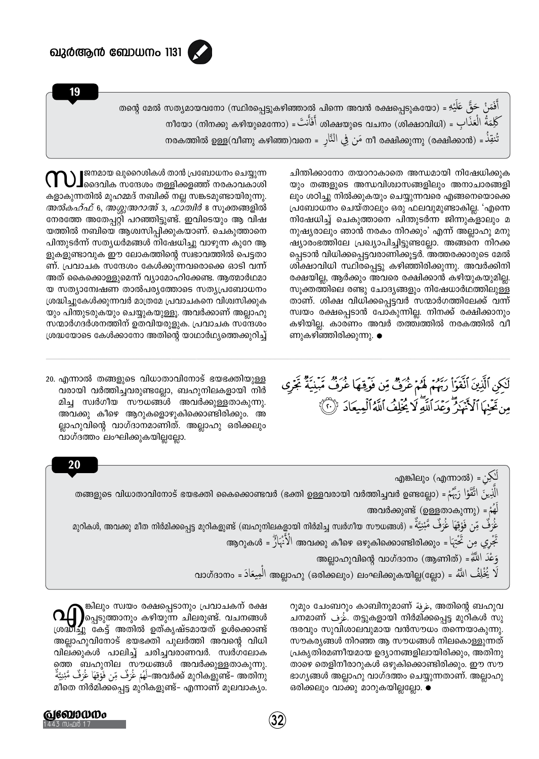## 19

أَفَمَنْ حَقَّ عَلَيْهِ = തന്റെ മേൽ സത്യമായവനോ (സ്ഥിരപ്പെട്ടുകഴിഞ്ഞാൽ പിന്നെ അവൻ രക്ഷപ്പെടുകയോ)

كَلِمَةُ الْعَذَابِ = ശിക്ഷയുടെ വചനം (ശിക്ഷാവിധി) أَفَأَنتَ = നീയോ (നിനക്കു കഴിയുമെന്നോ)

تُنقِذُ = നീ രക്ഷിക്കുന്നു (രക്ഷിക്കാൻ) مَن فِي النَّارِ = നരകത്തിൽ ഉള്ള(വീണു കഴിഞ്ഞ)വനെ

സ്വജനമായ ഖുറൈശികൾ താൻ പ്രബോധനം ചെയ്യുന്ന ദൈവിക സന്ദേശം തള്ളിക്കളഞ്ഞ് നരകാവകാശികളാകുന്നതിൽ മുഹമ്മദ് നബിക്ക് നല്ല സങ്കടമുണ്ടായിരുന്നു. *അൽകഹ്ഫ്* 6, *അശ്ശുഅറാഅ്* 3, *ഫാത്വിർ* 8 സൂക്തങ്ങളിൽ നേരത്തേ അതേപ്പറ്റി പറഞ്ഞിട്ടുണ്ട്. ഇവിടെയും ആ വിഷയത്തിൽ നബിയെ ആശ്വസിപ്പിക്കുകയാണ്. ചെകുത്താനെ പിന്തുടർന്ന് സത്യധർമങ്ങൾ നിഷേധിച്ചു വാഴുന്ന കുറേ ആളുകളുണ്ടാവുക ഈ ലോകത്തിന്റെ സ്വഭാവത്തിൽ പെട്ടതാണ്. പ്രവാചക സന്ദേശം കേൾക്കുന്നവരൊക്കെ ഓടി വന്ന് അത് കൈക്കൊള്ളുമെന്ന് വ്യാമോഹിക്കേണ്ട. ആത്മാർഥമായ സത്യാന്വേഷണ താൽപര്യത്തോടെ സത്യപ്രബോധനം ശ്രദ്ധിച്ചുകേൾക്കുന്നവർ മാത്രമേ പ്രവാചകനെ വിശ്വസിക്കുകയും പിന്തുടരുകയും ചെയ്യുകയുള്ളൂ. അവർക്കാണ് അല്ലാഹു സന്മാർഗദർശനത്തിന് ഉതവിയരുളുക. പ്രവാചക സന്ദേശം ശ്രദ്ധയോടെ കേൾക്കാനോ അതിന്റെ യാഥാർഥ്യത്തെക്കുറിച്ച് ചിന്തിക്കാനോ തയാറാകാതെ അന്ധമായി നിഷേധിക്കുകയും തങ്ങളുടെ അന്ധവിശ്വാസങ്ങളിലും അനാചാരങ്ങളിലും ശഠിച്ചു നിൽക്കുകയും ചെയ്യുന്നവരെ എങ്ങനെയൊക്കെ പ്രബോധനം ചെയ്താലും ഒരു ഫലവുമുണ്ടാകില്ല. 'എന്നെ നിഷേധിച്ച് ചെകുത്താനെ പിന്തുടർന്ന ജിന്നുകളാലും മനുഷ്യരാലും ഞാൻ നരകം നിറക്കും' എന്ന് അല്ലാഹു മനുഷ്യാരംഭത്തിലേ പ്രഖ്യാപിച്ചിട്ടുണ്ടല്ലോ. അങ്ങനെ നിറക്കപ്പെടാൻ വിധിക്കപ്പെട്ടവരാണിക്കൂട്ടർ. അത്തരക്കാരുടെ മേൽ ശിക്ഷാവിധി സ്ഥിരപ്പെട്ടു കഴിഞ്ഞിരിക്കുന്നു. അവർക്കിനി രക്ഷയില്ല, ആർക്കും അവരെ രക്ഷിക്കാൻ കഴിയുകയുമില്ല. സൂക്തത്തിലെ രണ്ടു ചോദ്യങ്ങളും നിഷേധാർഥത്തിലുള്ളതാണ്. ശിക്ഷ വിധിക്കപ്പെട്ടവർ സന്മാർഗത്തിലേക്ക് വന്ന് സ്വയം രക്ഷപ്പെടാൻ പോകുന്നില്ല. നിനക്ക് രക്ഷിക്കാനും കഴിയില്ല. കാരണം അവർ തത്ത്വത്തിൽ നരകത്തിൽ വീണുകഴിഞ്ഞിരിക്കുന്നു. ●

---

لَٰكِنِ ٱلَّذِينَ ٱتَّقَوْا۟ رَبَّهُمْ لَهُمْ غُرَفٌ مِّن فَوْقِهَا غُرَفٌ مَّبْنِيَّةٌ تَجْرِى مِن تَحْتِهَا ٱلْأَنْهَٰرُ ۖ وَعْدَ ٱللَّهِ ۖ لَا يُخْلِفُ ٱللَّهُ ٱلْمِيعَادَ ﴿٢٠﴾

20. എന്നാൽ തങ്ങളുടെ വിധാതാവിനോട് ഭയഭക്തിയുള്ളവരായി വർത്തിച്ചവരുണ്ടല്ലോ, ബഹുനിലകളായി നിർമിച്ച സ്വർഗീയ സൗധങ്ങൾ അവർക്കുള്ളതാകുന്നു. അവക്കു കീഴെ ആറുകളൊഴുകിക്കൊണ്ടിരിക്കും. അല്ലാഹുവിന്റെ വാഗ്ദാനമാണിത്. അല്ലാഹു ഒരിക്കലും വാഗ്ദത്തം ലംഘിക്കുകയില്ലല്ലോ.

## 20

لَٰكِنِ = എങ്കിലും (എന്നാൽ)

الَّذِينَ اتَّقَوْا رَبَّهُمْ = തങ്ങളുടെ വിധാതാവിനോട് ഭയഭക്തി കൈക്കൊണ്ടവർ (ഭക്തി ഉള്ളവരായി വർത്തിച്ചവർ ഉണ്ടല്ലോ)

لَهُمْ = അവർക്കുണ്ട് (ഉള്ളതാകുന്നു)

غُرَفٌ مِّن فَوْقِهَا غُرَفٌ مَّبْنِيَّةٌ = മുറികൾ, അവക്കു മീതെ നിർമിക്കപ്പെട്ട മുറികളുണ്ട് (ബഹുനിലകളായി നിർമിച്ച സ്വർഗീയ സൗധങ്ങൾ)

تَجْرِي مِن تَحْتِهَا = അവക്കു കീഴെ ഒഴുകിക്കൊണ്ടിരിക്കും الْأَنْهَارُ = ആറുകൾ

وَعْدَ اللَّهِ = അല്ലാഹുവിന്റെ വാഗ്ദാനം (ആണിത്)

لَا يُخْلِفُ اللَّهُ = അല്ലാഹു (ഒരിക്കലും) ലംഘിക്കുകയില്ല(ല്ലോ) الْمِيعَادَ = വാഗ്ദാനം

എങ്കിലും സ്വയം രക്ഷപ്പെടാനും പ്രവാചകന് രക്ഷപ്പെടുത്താനും കഴിയുന്ന ചിലരുണ്ട്. വചനങ്ങൾ ശ്രദ്ധിച്ചു കേട്ട് അതിൽ ഉത്കൃഷ്ടമായത് ഉൾക്കൊണ്ട് അല്ലാഹുവിനോട് ഭയഭക്തി പുലർത്തി അവന്റെ വിധിവിലക്കുകൾ പാലിച്ച് ചരിച്ചവരാണവർ. സ്വർഗലോകത്തെ ബഹുനില സൗധങ്ങൾ അവർക്കുള്ളതാകുന്നു. لَهُمْ غُرَفٌ مِّن فَوْقِهَا غُرَفٌ مَّبْنِيَّةٌ-അവർക്ക് മുറികളുണ്ട്- അതിനു മീതെ നിർമിക്കപ്പെട്ട മുറികളുണ്ട്- എന്നാണ് മൂലവാക്യം. റൂമും ചേമ്പറും കാബിനുമാണ് غرفة, അതിന്റെ ബഹുവചനമാണ് غُرَف. തട്ടുകളായി നിർമിക്കപ്പെട്ട മുറികൾ സുന്ദരവും സുവിശാലവുമായ വൻസൗധം തന്നെയാകുന്നു. സൗകര്യങ്ങൾ നിറഞ്ഞ ആ സൗധങ്ങൾ നിലകൊള്ളുന്നത് പ്രകൃതിരമണീയമായ ഉദ്യാനങ്ങളിലായിരിക്കും, അതിനു താഴെ തെളിനീരാറുകൾ ഒഴുകിക്കൊണ്ടിരിക്കും. ഈ സൗഭാഗ്യങ്ങൾ അല്ലാഹു വാഗ്ദത്തം ചെയ്യുന്നതാണ്. അല്ലാഹു ഒരിക്കലും വാക്കു മാറുകയില്ലല്ലോ. ●